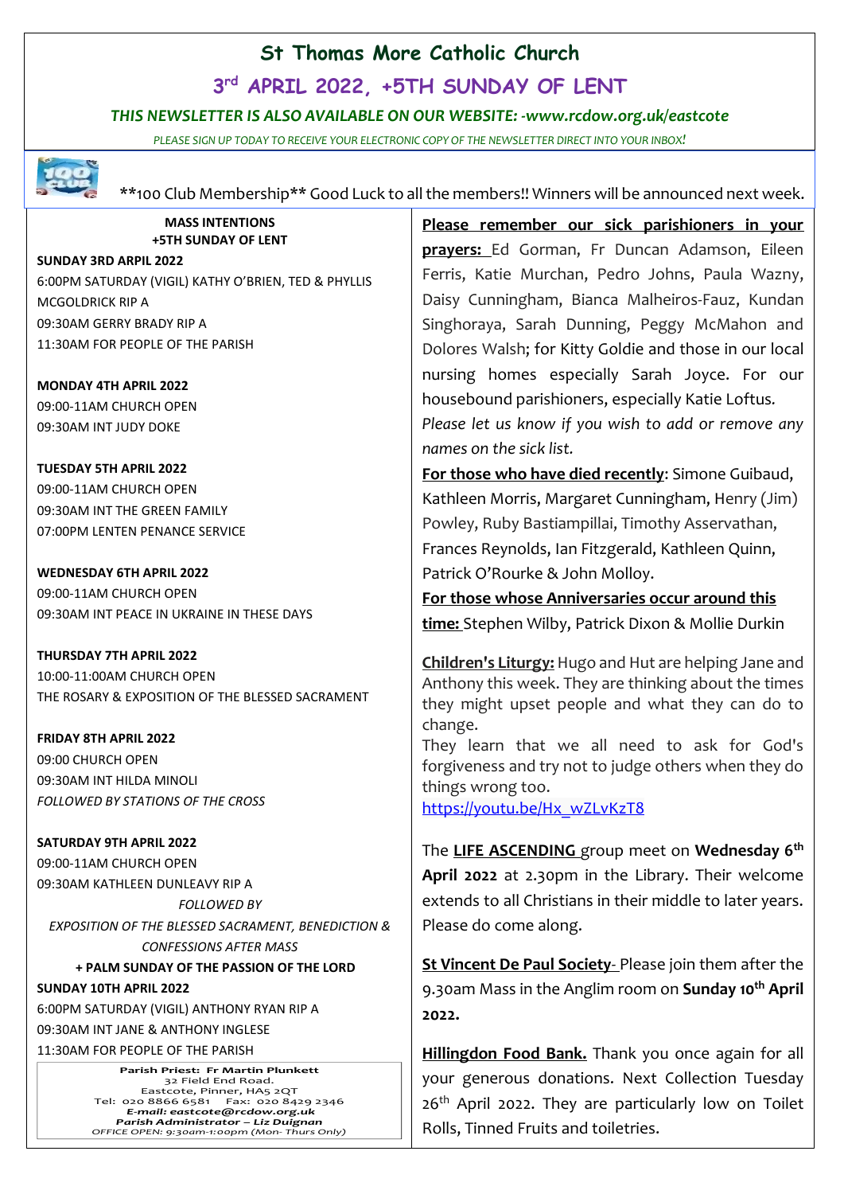# St Thomas More Catholic Church

## 3rd APRIL 2022, +5TH SUNDAY OF LENT

***THIS NEWSLETTER IS ALSO AVAILABLE ON OUR WEBSITE: -www.rcdow.org.uk/eastcote***

*PLEASE SIGN UP TODAY TO RECEIVE YOUR ELECTRONIC COPY OF THE NEWSLETTER DIRECT INTO YOUR INBOX!*

**100 Club Membership** Good Luck to all the members!! Winners will be announced next week.

**MASS INTENTIONS**
**+5TH SUNDAY OF LENT**

**SUNDAY 3RD ARPIL 2022**
6:00PM SATURDAY (VIGIL) KATHY O'BRIEN, TED & PHYLLIS MCGOLDRICK RIP A
09:30AM GERRY BRADY RIP A
11:30AM FOR PEOPLE OF THE PARISH

**MONDAY 4TH APRIL 2022**
09:00-11AM CHURCH OPEN
09:30AM INT JUDY DOKE

**TUESDAY 5TH APRIL 2022**
09:00-11AM CHURCH OPEN
09:30AM INT THE GREEN FAMILY
07:00PM LENTEN PENANCE SERVICE

**WEDNESDAY 6TH APRIL 2022**
09:00-11AM CHURCH OPEN
09:30AM INT PEACE IN UKRAINE IN THESE DAYS

**THURSDAY 7TH APRIL 2022**
10:00-11:00AM CHURCH OPEN
THE ROSARY & EXPOSITION OF THE BLESSED SACRAMENT

**FRIDAY 8TH APRIL 2022**
09:00 CHURCH OPEN
09:30AM INT HILDA MINOLI
*FOLLOWED BY STATIONS OF THE CROSS*

**SATURDAY 9TH APRIL 2022**
09:00-11AM CHURCH OPEN
09:30AM KATHLEEN DUNLEAVY RIP A
*FOLLOWED BY*
*EXPOSITION OF THE BLESSED SACRAMENT, BENEDICTION & CONFESSIONS AFTER MASS*

**+ PALM SUNDAY OF THE PASSION OF THE LORD**
**SUNDAY 10TH APRIL 2022**
6:00PM SATURDAY (VIGIL) ANTHONY RYAN RIP A
09:30AM INT JANE & ANTHONY INGLESE
11:30AM FOR PEOPLE OF THE PARISH

**Parish Priest: Fr Martin Plunkett**
32 Field End Road.
Eastcote, Pinner, HA5 2QT
Tel: 020 8866 6581 Fax: 020 8429 2346
***E-mail: eastcote@rcdow.org.uk***
***Parish Administrator – Liz Duignan***
*OFFICE OPEN: 9:30am-1:00pm (Mon- Thurs Only)*

**Please remember our sick parishioners in your prayers:** Ed Gorman, Fr Duncan Adamson, Eileen Ferris, Katie Murchan, Pedro Johns, Paula Wazny, Daisy Cunningham, Bianca Malheiros-Fauz, Kundan Singhoraya, Sarah Dunning, Peggy McMahon and Dolores Walsh; for Kitty Goldie and those in our local nursing homes especially Sarah Joyce. For our housebound parishioners, especially Katie Loftus.
*Please let us know if you wish to add or remove any names on the sick list.*

**For those who have died recently**: Simone Guibaud, Kathleen Morris, Margaret Cunningham, Henry (Jim) Powley, Ruby Bastiampillai, Timothy Asservathan, Frances Reynolds, Ian Fitzgerald, Kathleen Quinn, Patrick O'Rourke & John Molloy.

**For those whose Anniversaries occur around this time:** Stephen Wilby, Patrick Dixon & Mollie Durkin

**Children's Liturgy:** Hugo and Hut are helping Jane and Anthony this week. They are thinking about the times they might upset people and what they can do to change.
They learn that we all need to ask for God's forgiveness and try not to judge others when they do things wrong too.
https://youtu.be/Hx_wZLvKzT8

The **LIFE ASCENDING** group meet on **Wednesday 6th April 2022** at 2.30pm in the Library. Their welcome extends to all Christians in their middle to later years. Please do come along.

**St Vincent De Paul Society**- Please join them after the 9.30am Mass in the Anglim room on **Sunday 10th April 2022.**

**Hillingdon Food Bank.** Thank you once again for all your generous donations. Next Collection Tuesday 26th April 2022. They are particularly low on Toilet Rolls, Tinned Fruits and toiletries.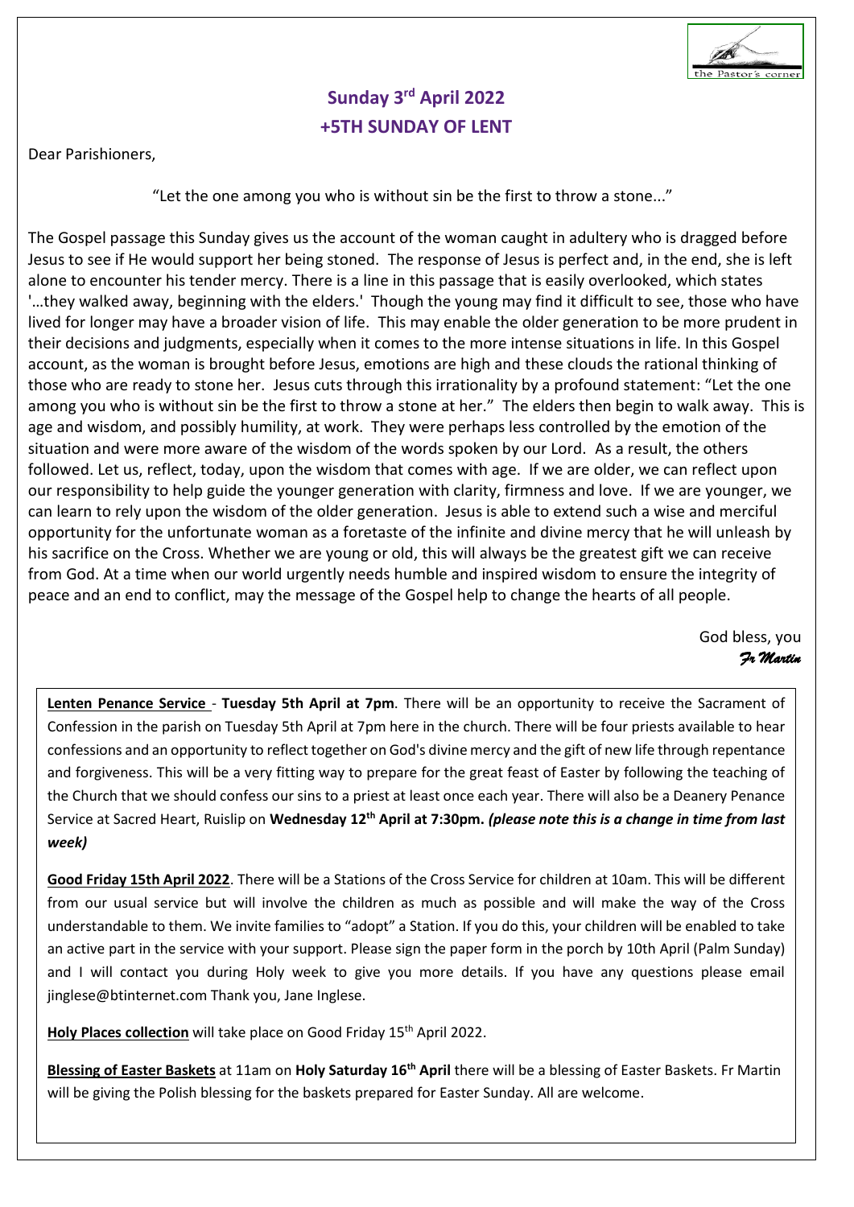## Sunday 3rd April 2022
## +5TH SUNDAY OF LENT

Dear Parishioners,

"Let the one among you who is without sin be the first to throw a stone..."

The Gospel passage this Sunday gives us the account of the woman caught in adultery who is dragged before Jesus to see if He would support her being stoned. The response of Jesus is perfect and, in the end, she is left alone to encounter his tender mercy. There is a line in this passage that is easily overlooked, which states '…they walked away, beginning with the elders.' Though the young may find it difficult to see, those who have lived for longer may have a broader vision of life. This may enable the older generation to be more prudent in their decisions and judgments, especially when it comes to the more intense situations in life. In this Gospel account, as the woman is brought before Jesus, emotions are high and these clouds the rational thinking of those who are ready to stone her. Jesus cuts through this irrationality by a profound statement: "Let the one among you who is without sin be the first to throw a stone at her." The elders then begin to walk away. This is age and wisdom, and possibly humility, at work. They were perhaps less controlled by the emotion of the situation and were more aware of the wisdom of the words spoken by our Lord. As a result, the others followed. Let us, reflect, today, upon the wisdom that comes with age. If we are older, we can reflect upon our responsibility to help guide the younger generation with clarity, firmness and love. If we are younger, we can learn to rely upon the wisdom of the older generation. Jesus is able to extend such a wise and merciful opportunity for the unfortunate woman as a foretaste of the infinite and divine mercy that he will unleash by his sacrifice on the Cross. Whether we are young or old, this will always be the greatest gift we can receive from God. At a time when our world urgently needs humble and inspired wisdom to ensure the integrity of peace and an end to conflict, may the message of the Gospel help to change the hearts of all people.

God bless, you
*Fr Martin*

**Lenten Penance Service** - **Tuesday 5th April at 7pm**. There will be an opportunity to receive the Sacrament of Confession in the parish on Tuesday 5th April at 7pm here in the church. There will be four priests available to hear confessions and an opportunity to reflect together on God's divine mercy and the gift of new life through repentance and forgiveness. This will be a very fitting way to prepare for the great feast of Easter by following the teaching of the Church that we should confess our sins to a priest at least once each year. There will also be a Deanery Penance Service at Sacred Heart, Ruislip on **Wednesday 12th April at 7:30pm.** ***(please note this is a change in time from last week)***

**Good Friday 15th April 2022**. There will be a Stations of the Cross Service for children at 10am. This will be different from our usual service but will involve the children as much as possible and will make the way of the Cross understandable to them. We invite families to "adopt" a Station. If you do this, your children will be enabled to take an active part in the service with your support. Please sign the paper form in the porch by 10th April (Palm Sunday) and I will contact you during Holy week to give you more details. If you have any questions please email jinglese@btinternet.com Thank you, Jane Inglese.

**Holy Places collection** will take place on Good Friday 15th April 2022.

**Blessing of Easter Baskets** at 11am on **Holy Saturday 16th April** there will be a blessing of Easter Baskets. Fr Martin will be giving the Polish blessing for the baskets prepared for Easter Sunday. All are welcome.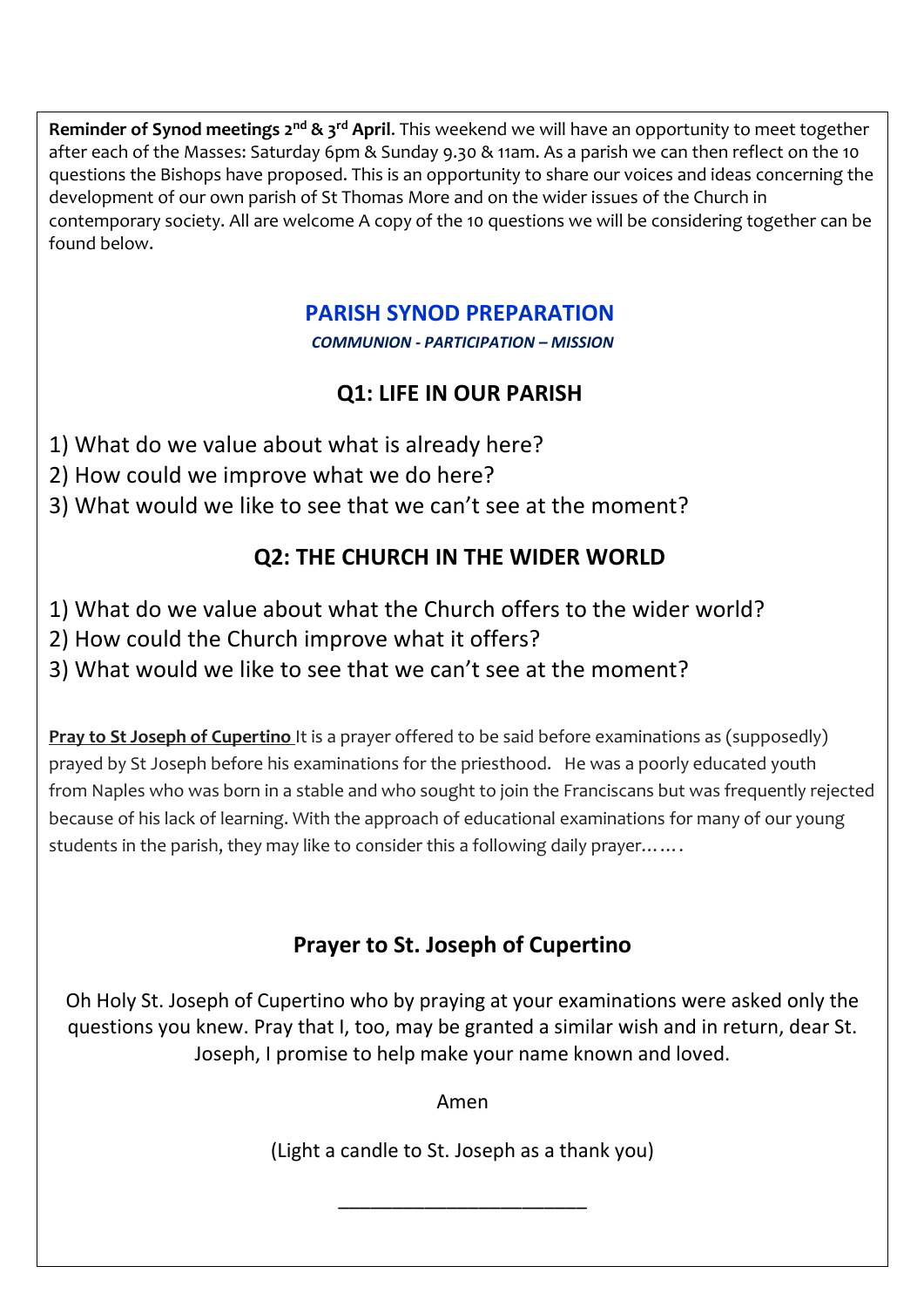**Reminder of Synod meetings 2nd & 3rd April**. This weekend we will have an opportunity to meet together after each of the Masses: Saturday 6pm & Sunday 9.30 & 11am. As a parish we can then reflect on the 10 questions the Bishops have proposed. This is an opportunity to share our voices and ideas concerning the development of our own parish of St Thomas More and on the wider issues of the Church in contemporary society. All are welcome A copy of the 10 questions we will be considering together can be found below.

## PARISH SYNOD PREPARATION

***COMMUNION - PARTICIPATION – MISSION***

### Q1: LIFE IN OUR PARISH

1) What do we value about what is already here?
2) How could we improve what we do here?
3) What would we like to see that we can't see at the moment?

### Q2: THE CHURCH IN THE WIDER WORLD

1) What do we value about what the Church offers to the wider world?
2) How could the Church improve what it offers?
3) What would we like to see that we can't see at the moment?

**Pray to St Joseph of Cupertino** It is a prayer offered to be said before examinations as (supposedly) prayed by St Joseph before his examinations for the priesthood. He was a poorly educated youth from Naples who was born in a stable and who sought to join the Franciscans but was frequently rejected because of his lack of learning. With the approach of educational examinations for many of our young students in the parish, they may like to consider this a following daily prayer…….

### Prayer to St. Joseph of Cupertino

Oh Holy St. Joseph of Cupertino who by praying at your examinations were asked only the questions you knew. Pray that I, too, may be granted a similar wish and in return, dear St. Joseph, I promise to help make your name known and loved.

Amen

(Light a candle to St. Joseph as a thank you)

\_\_\_\_\_\_\_\_\_\_\_\_\_\_\_\_\_\_\_\_\_\_\_\_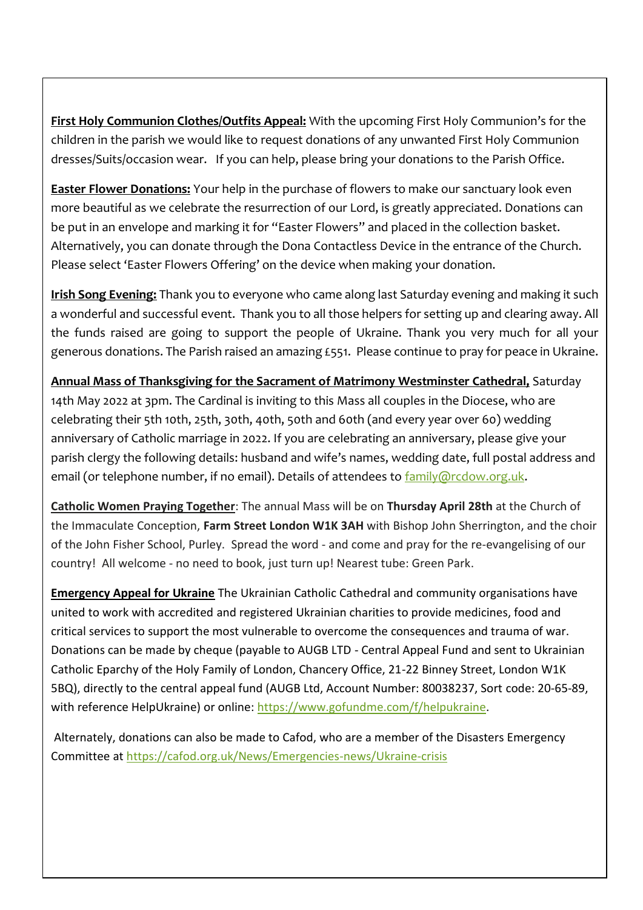**First Holy Communion Clothes/Outfits Appeal:** With the upcoming First Holy Communion's for the children in the parish we would like to request donations of any unwanted First Holy Communion dresses/Suits/occasion wear. If you can help, please bring your donations to the Parish Office.

**Easter Flower Donations:** Your help in the purchase of flowers to make our sanctuary look even more beautiful as we celebrate the resurrection of our Lord, is greatly appreciated. Donations can be put in an envelope and marking it for "Easter Flowers" and placed in the collection basket. Alternatively, you can donate through the Dona Contactless Device in the entrance of the Church. Please select 'Easter Flowers Offering' on the device when making your donation.

**Irish Song Evening:** Thank you to everyone who came along last Saturday evening and making it such a wonderful and successful event. Thank you to all those helpers for setting up and clearing away. All the funds raised are going to support the people of Ukraine. Thank you very much for all your generous donations. The Parish raised an amazing £551. Please continue to pray for peace in Ukraine.

**Annual Mass of Thanksgiving for the Sacrament of Matrimony Westminster Cathedral,** Saturday 14th May 2022 at 3pm. The Cardinal is inviting to this Mass all couples in the Diocese, who are celebrating their 5th 10th, 25th, 30th, 40th, 50th and 60th (and every year over 60) wedding anniversary of Catholic marriage in 2022. If you are celebrating an anniversary, please give your parish clergy the following details: husband and wife's names, wedding date, full postal address and email (or telephone number, if no email). Details of attendees to family@rcdow.org.uk.

**Catholic Women Praying Together**: The annual Mass will be on **Thursday April 28th** at the Church of the Immaculate Conception, **Farm Street London W1K 3AH** with Bishop John Sherrington, and the choir of the John Fisher School, Purley. Spread the word - and come and pray for the re-evangelising of our country! All welcome - no need to book, just turn up! Nearest tube: Green Park.

**Emergency Appeal for Ukraine** The Ukrainian Catholic Cathedral and community organisations have united to work with accredited and registered Ukrainian charities to provide medicines, food and critical services to support the most vulnerable to overcome the consequences and trauma of war. Donations can be made by cheque (payable to AUGB LTD - Central Appeal Fund and sent to Ukrainian Catholic Eparchy of the Holy Family of London, Chancery Office, 21-22 Binney Street, London W1K 5BQ), directly to the central appeal fund (AUGB Ltd, Account Number: 80038237, Sort code: 20-65-89, with reference HelpUkraine) or online: https://www.gofundme.com/f/helpukraine.

Alternately, donations can also be made to Cafod, who are a member of the Disasters Emergency Committee at https://cafod.org.uk/News/Emergencies-news/Ukraine-crisis